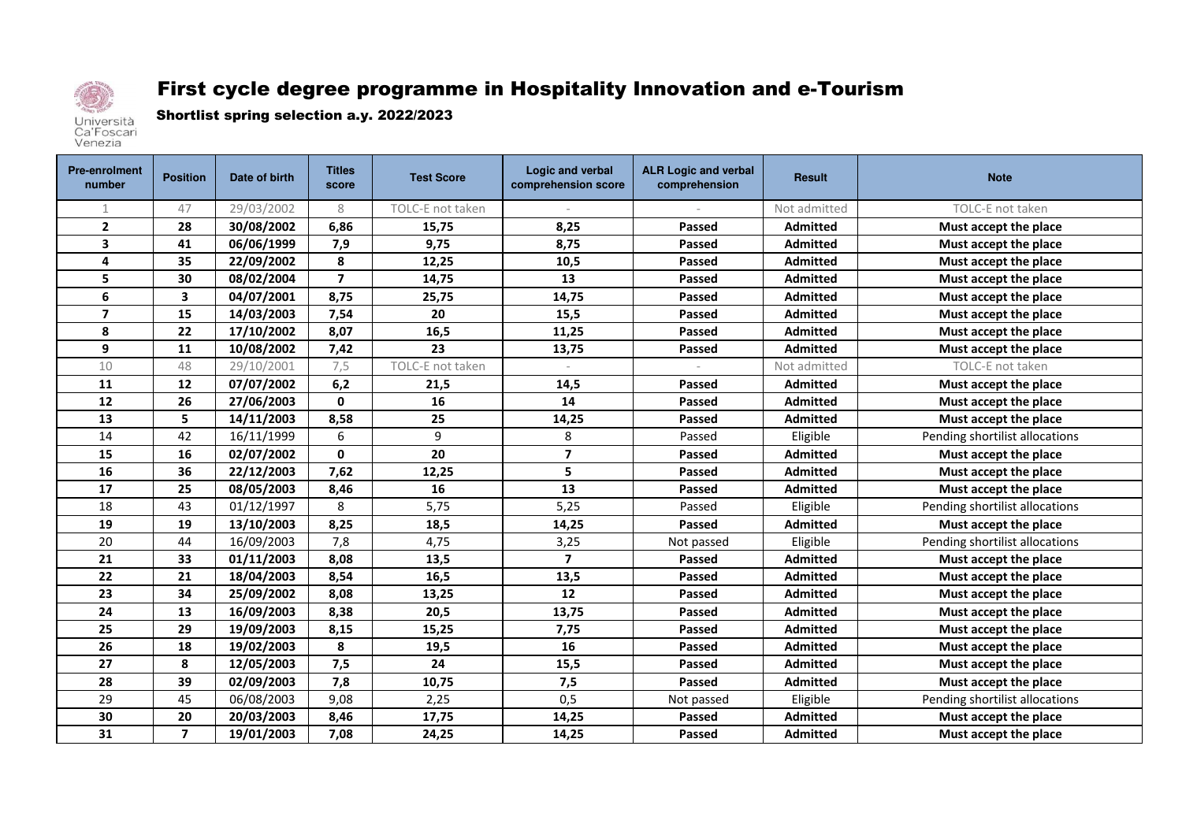Università Ca'Foscari Venezia

# First cycle degree programme in Hospitality Innovation and e-Tourism

## Shortlist spring selection a.y. 2022/2023

| Pre-enrolment number | Position | Date of birth | Titles score | Test Score | Logic and verbal comprehension score | ALR Logic and verbal comprehension | Result | Note |
|---|---|---|---|---|---|---|---|---|
| 1 | 47 | 29/03/2002 | 8 | TOLC-E not taken | - | - | Not admitted | TOLC-E not taken |
| **2** | **28** | **30/08/2002** | **6,86** | **15,75** | **8,25** | **Passed** | **Admitted** | **Must accept the place** |
| **3** | **41** | **06/06/1999** | **7,9** | **9,75** | **8,75** | **Passed** | **Admitted** | **Must accept the place** |
| **4** | **35** | **22/09/2002** | **8** | **12,25** | **10,5** | **Passed** | **Admitted** | **Must accept the place** |
| **5** | **30** | **08/02/2004** | **7** | **14,75** | **13** | **Passed** | **Admitted** | **Must accept the place** |
| **6** | **3** | **04/07/2001** | **8,75** | **25,75** | **14,75** | **Passed** | **Admitted** | **Must accept the place** |
| **7** | **15** | **14/03/2003** | **7,54** | **20** | **15,5** | **Passed** | **Admitted** | **Must accept the place** |
| **8** | **22** | **17/10/2002** | **8,07** | **16,5** | **11,25** | **Passed** | **Admitted** | **Must accept the place** |
| **9** | **11** | **10/08/2002** | **7,42** | **23** | **13,75** | **Passed** | **Admitted** | **Must accept the place** |
| 10 | 48 | 29/10/2001 | 7,5 | TOLC-E not taken | - | - | Not admitted | TOLC-E not taken |
| **11** | **12** | **07/07/2002** | **6,2** | **21,5** | **14,5** | **Passed** | **Admitted** | **Must accept the place** |
| **12** | **26** | **27/06/2003** | **0** | **16** | **14** | **Passed** | **Admitted** | **Must accept the place** |
| **13** | **5** | **14/11/2003** | **8,58** | **25** | **14,25** | **Passed** | **Admitted** | **Must accept the place** |
| 14 | 42 | 16/11/1999 | 6 | 9 | 8 | Passed | Eligible | Pending shortlist allocations |
| **15** | **16** | **02/07/2002** | **0** | **20** | **7** | **Passed** | **Admitted** | **Must accept the place** |
| **16** | **36** | **22/12/2003** | **7,62** | **12,25** | **5** | **Passed** | **Admitted** | **Must accept the place** |
| **17** | **25** | **08/05/2003** | **8,46** | **16** | **13** | **Passed** | **Admitted** | **Must accept the place** |
| 18 | 43 | 01/12/1997 | 8 | 5,75 | 5,25 | Passed | Eligible | Pending shortlist allocations |
| **19** | **19** | **13/10/2003** | **8,25** | **18,5** | **14,25** | **Passed** | **Admitted** | **Must accept the place** |
| 20 | 44 | 16/09/2003 | 7,8 | 4,75 | 3,25 | Not passed | Eligible | Pending shortlist allocations |
| **21** | **33** | **01/11/2003** | **8,08** | **13,5** | **7** | **Passed** | **Admitted** | **Must accept the place** |
| **22** | **21** | **18/04/2003** | **8,54** | **16,5** | **13,5** | **Passed** | **Admitted** | **Must accept the place** |
| **23** | **34** | **25/09/2002** | **8,08** | **13,25** | **12** | **Passed** | **Admitted** | **Must accept the place** |
| **24** | **13** | **16/09/2003** | **8,38** | **20,5** | **13,75** | **Passed** | **Admitted** | **Must accept the place** |
| **25** | **29** | **19/09/2003** | **8,15** | **15,25** | **7,75** | **Passed** | **Admitted** | **Must accept the place** |
| **26** | **18** | **19/02/2003** | **8** | **19,5** | **16** | **Passed** | **Admitted** | **Must accept the place** |
| **27** | **8** | **12/05/2003** | **7,5** | **24** | **15,5** | **Passed** | **Admitted** | **Must accept the place** |
| **28** | **39** | **02/09/2003** | **7,8** | **10,75** | **7,5** | **Passed** | **Admitted** | **Must accept the place** |
| 29 | 45 | 06/08/2003 | 9,08 | 2,25 | 0,5 | Not passed | Eligible | Pending shortlist allocations |
| **30** | **20** | **20/03/2003** | **8,46** | **17,75** | **14,25** | **Passed** | **Admitted** | **Must accept the place** |
| **31** | **7** | **19/01/2003** | **7,08** | **24,25** | **14,25** | **Passed** | **Admitted** | **Must accept the place** |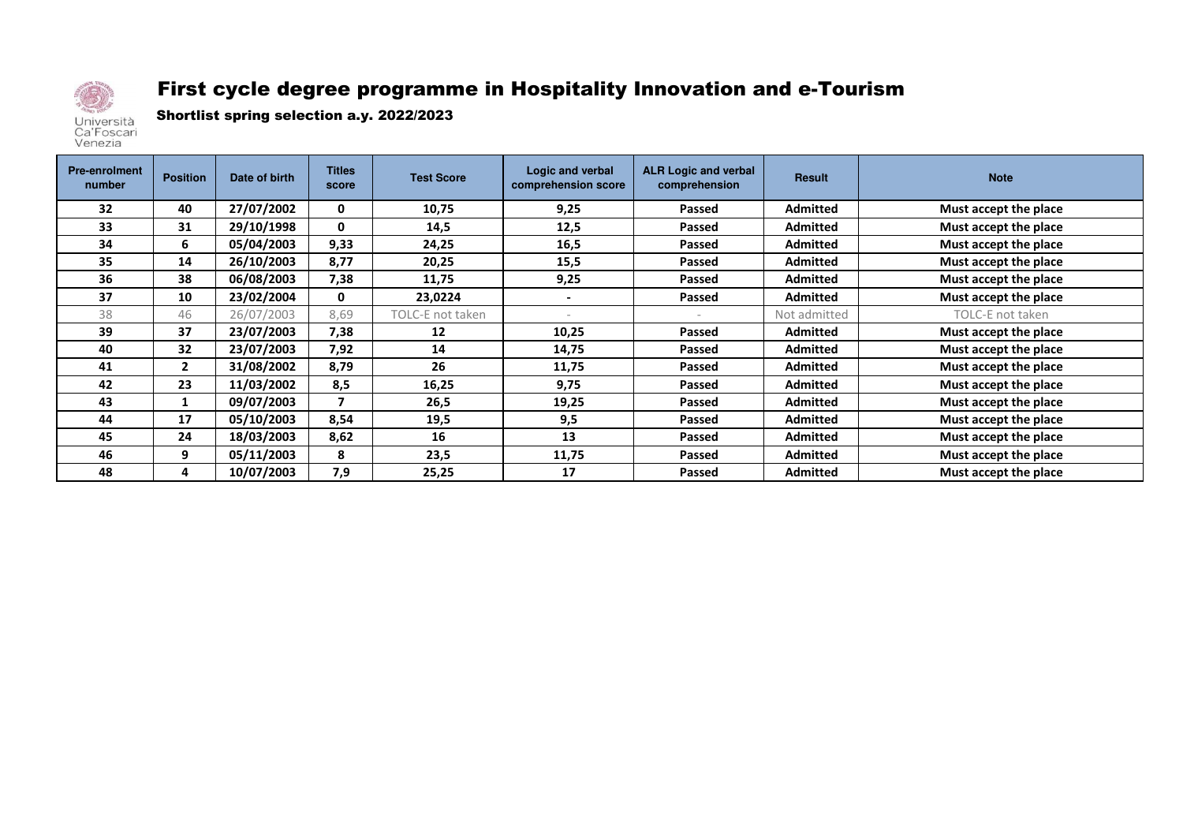# First cycle degree programme in Hospitality Innovation and e-Tourism

### Shortlist spring selection a.y. 2022/2023

| Pre-enrolment number | Position | Date of birth | Titles score | Test Score | Logic and verbal comprehension score | ALR Logic and verbal comprehension | Result | Note |
|---|---|---|---|---|---|---|---|---|
| 32 | 40 | 27/07/2002 | 0 | 10,75 | 9,25 | Passed | Admitted | Must accept the place |
| 33 | 31 | 29/10/1998 | 0 | 14,5 | 12,5 | Passed | Admitted | Must accept the place |
| 34 | 6 | 05/04/2003 | 9,33 | 24,25 | 16,5 | Passed | Admitted | Must accept the place |
| 35 | 14 | 26/10/2003 | 8,77 | 20,25 | 15,5 | Passed | Admitted | Must accept the place |
| 36 | 38 | 06/08/2003 | 7,38 | 11,75 | 9,25 | Passed | Admitted | Must accept the place |
| 37 | 10 | 23/02/2004 | 0 | 23,0224 | - | Passed | Admitted | Must accept the place |
| 38 | 46 | 26/07/2003 | 8,69 | TOLC-E not taken | - | - | Not admitted | TOLC-E not taken |
| 39 | 37 | 23/07/2003 | 7,38 | 12 | 10,25 | Passed | Admitted | Must accept the place |
| 40 | 32 | 23/07/2003 | 7,92 | 14 | 14,75 | Passed | Admitted | Must accept the place |
| 41 | 2 | 31/08/2002 | 8,79 | 26 | 11,75 | Passed | Admitted | Must accept the place |
| 42 | 23 | 11/03/2002 | 8,5 | 16,25 | 9,75 | Passed | Admitted | Must accept the place |
| 43 | 1 | 09/07/2003 | 7 | 26,5 | 19,25 | Passed | Admitted | Must accept the place |
| 44 | 17 | 05/10/2003 | 8,54 | 19,5 | 9,5 | Passed | Admitted | Must accept the place |
| 45 | 24 | 18/03/2003 | 8,62 | 16 | 13 | Passed | Admitted | Must accept the place |
| 46 | 9 | 05/11/2003 | 8 | 23,5 | 11,75 | Passed | Admitted | Must accept the place |
| 48 | 4 | 10/07/2003 | 7,9 | 25,25 | 17 | Passed | Admitted | Must accept the place |